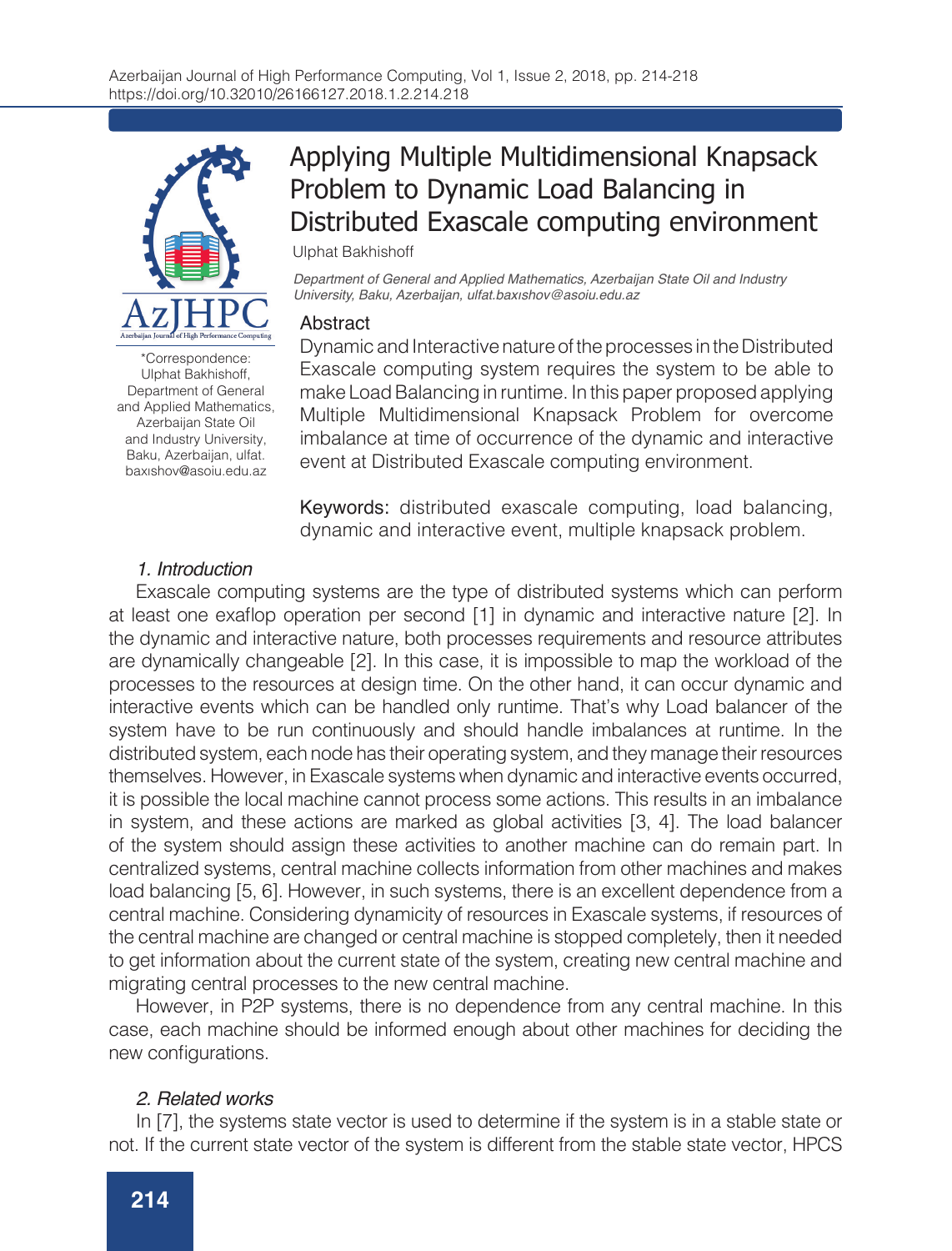# Applying Multiple Multidimensional Knapsack Problem to Dynamic Load Balancing in Distributed Exascale computing environment

Ulphat Bakhishoff

*Department of General and Applied Mathematics, Azerbaijan State Oil and Industry University, Baku, Azerbaijan, ulfat.baxıshov@asoiu.edu.az*

*Correspondence: Ulphat Bakhishoff, Department of General and Applied Mathematics, Azerbaijan State Oil and Industry University, Baku, Azerbaijan, ulfat.baxıshov@asoiu.edu.az

## Abstract

Dynamic and Interactive nature of the processes in the Distributed Exascale computing system requires the system to be able to make Load Balancing in runtime. In this paper proposed applying Multiple Multidimensional Knapsack Problem for overcome imbalance at time of occurrence of the dynamic and interactive event at Distributed Exascale computing environment.

**Keywords:** distributed exascale computing, load balancing, dynamic and interactive event, multiple knapsack problem.

## *1. Introduction*

Exascale computing systems are the type of distributed systems which can perform at least one exaflop operation per second [1] in dynamic and interactive nature [2]. In the dynamic and interactive nature, both processes requirements and resource attributes are dynamically changeable [2]. In this case, it is impossible to map the workload of the processes to the resources at design time. On the other hand, it can occur dynamic and interactive events which can be handled only runtime. That's why Load balancer of the system have to be run continuously and should handle imbalances at runtime. In the distributed system, each node has their operating system, and they manage their resources themselves. However, in Exascale systems when dynamic and interactive events occurred, it is possible the local machine cannot process some actions. This results in an imbalance in system, and these actions are marked as global activities [3, 4]. The load balancer of the system should assign these activities to another machine can do remain part. In centralized systems, central machine collects information from other machines and makes load balancing [5, 6]. However, in such systems, there is an excellent dependence from a central machine. Considering dynamicity of resources in Exascale systems, if resources of the central machine are changed or central machine is stopped completely, then it needed to get information about the current state of the system, creating new central machine and migrating central processes to the new central machine.

However, in P2P systems, there is no dependence from any central machine. In this case, each machine should be informed enough about other machines for deciding the new configurations.

## *2. Related works*

In [7], the systems state vector is used to determine if the system is in a stable state or not. If the current state vector of the system is different from the stable state vector, HPCS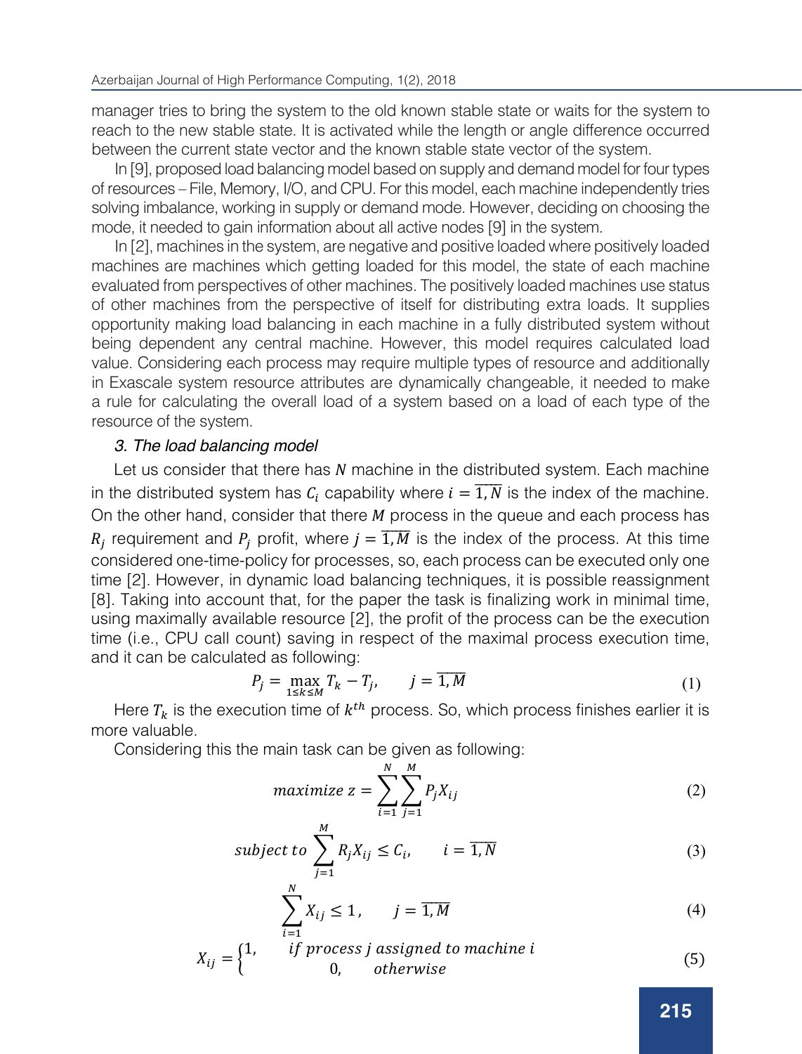manager tries to bring the system to the old known stable state or waits for the system to reach to the new stable state. It is activated while the length or angle difference occurred between the current state vector and the known stable state vector of the system.

In [9], proposed load balancing model based on supply and demand model for four types of resources – File, Memory, I/O, and CPU. For this model, each machine independently tries solving imbalance, working in supply or demand mode. However, deciding on choosing the mode, it needed to gain information about all active nodes [9] in the system.

In [2], machines in the system, are negative and positive loaded where positively loaded machines are machines which getting loaded for this model, the state of each machine evaluated from perspectives of other machines. The positively loaded machines use status of other machines from the perspective of itself for distributing extra loads. It supplies opportunity making load balancing in each machine in a fully distributed system without being dependent any central machine. However, this model requires calculated load value. Considering each process may require multiple types of resource and additionally in Exascale system resource attributes are dynamically changeable, it needed to make a rule for calculating the overall load of a system based on a load of each type of the resource of the system.

### *3. The load balancing model*

Let us consider that there has $N$ machine in the distributed system. Each machine in the distributed system has $C_i$ capability where $i = \overline{1, N}$ is the index of the machine. On the other hand, consider that there $M$ process in the queue and each process has $R_j$ requirement and $P_j$ profit, where $j = \overline{1, M}$ is the index of the process. At this time considered one-time-policy for processes, so, each process can be executed only one time [2]. However, in dynamic load balancing techniques, it is possible reassignment [8]. Taking into account that, for the paper the task is finalizing work in minimal time, using maximally available resource [2], the profit of the process can be the execution time (i.e., CPU call count) saving in respect of the maximal process execution time, and it can be calculated as following:

$$P_j = \max_{1 \le k \le M} T_k - T_j, \qquad j = \overline{1, M} \tag{1}$$

Here $T_k$ is the execution time of $k^{th}$ process. So, which process finishes earlier it is more valuable.

Considering this the main task can be given as following:

$$maximize\ z = \sum_{i=1}^{N} \sum_{j=1}^{M} P_j X_{ij} \tag{2}$$

$$subject\ to \sum_{j=1}^{M} R_j X_{ij} \le C_i, \qquad i = \overline{1, N} \tag{3}$$

$$\sum_{i=1}^{N} X_{ij} \le 1, \qquad j = \overline{1, M} \tag{4}$$

$$X_{ij} = \begin{cases} 1, & if\ process\ j\ assigned\ to\ machine\ i \\ 0, & otherwise \end{cases} \tag{5}$$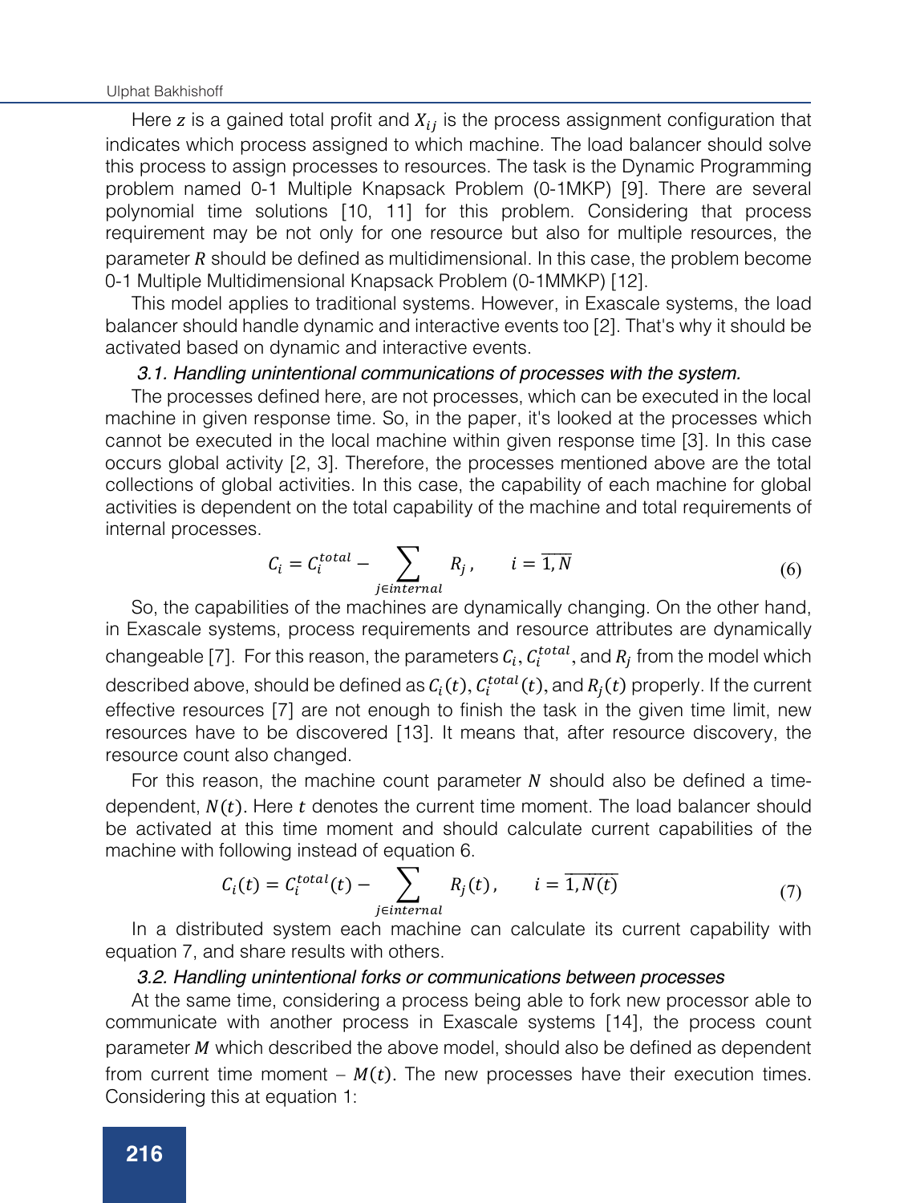Here $z$ is a gained total profit and $X_{ij}$ is the process assignment configuration that indicates which process assigned to which machine. The load balancer should solve this process to assign processes to resources. The task is the Dynamic Programming problem named 0-1 Multiple Knapsack Problem (0-1MKP) [9]. There are several polynomial time solutions [10, 11] for this problem. Considering that process requirement may be not only for one resource but also for multiple resources, the parameter $R$ should be defined as multidimensional. In this case, the problem become 0-1 Multiple Multidimensional Knapsack Problem (0-1MMKP) [12].

This model applies to traditional systems. However, in Exascale systems, the load balancer should handle dynamic and interactive events too [2]. That's why it should be activated based on dynamic and interactive events.

### *3.1. Handling unintentional communications of processes with the system.*

The processes defined here, are not processes, which can be executed in the local machine in given response time. So, in the paper, it's looked at the processes which cannot be executed in the local machine within given response time [3]. In this case occurs global activity [2, 3]. Therefore, the processes mentioned above are the total collections of global activities. In this case, the capability of each machine for global activities is dependent on the total capability of the machine and total requirements of internal processes.

$$C_i = C_i^{total} - \sum_{j \in internal} R_j\,, \qquad i = \overline{1, N} \tag{6}$$

So, the capabilities of the machines are dynamically changing. On the other hand, in Exascale systems, process requirements and resource attributes are dynamically changeable [7]. For this reason, the parameters $C_i$, $C_i^{total}$, and $R_j$ from the model which described above, should be defined as $C_i(t)$, $C_i^{total}(t)$, and $R_j(t)$ properly. If the current effective resources [7] are not enough to finish the task in the given time limit, new resources have to be discovered [13]. It means that, after resource discovery, the resource count also changed.

For this reason, the machine count parameter $N$ should also be defined a time-dependent, $N(t)$. Here $t$ denotes the current time moment. The load balancer should be activated at this time moment and should calculate current capabilities of the machine with following instead of equation 6.

$$C_i(t) = C_i^{total}(t) - \sum_{j \in internal} R_j(t)\,, \qquad i = \overline{1, N(t)} \tag{7}$$

In a distributed system each machine can calculate its current capability with equation 7, and share results with others.

### *3.2. Handling unintentional forks or communications between processes*

At the same time, considering a process being able to fork new processor able to communicate with another process in Exascale systems [14], the process count parameter $M$ which described the above model, should also be defined as dependent from current time moment – $M(t)$. The new processes have their execution times. Considering this at equation 1: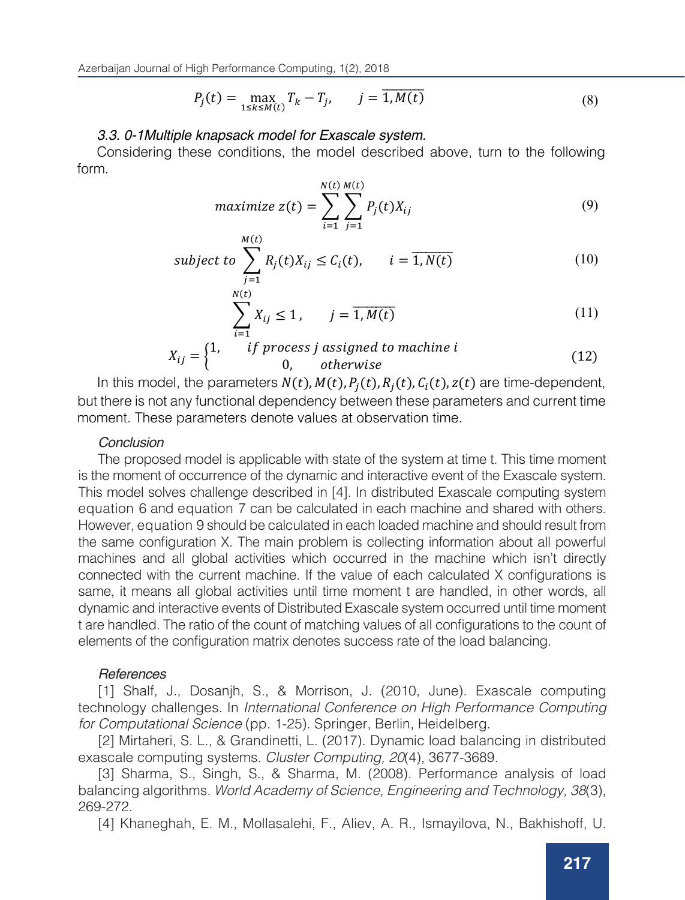$$P_j(t) = \max_{1 \le k \le M(t)} T_k - T_j, \qquad j = \overline{1, M(t)} \tag{8}$$

### *3.3. 0-1Multiple knapsack model for Exascale system.*

Considering these conditions, the model described above, turn to the following form.

$$maximize\ z(t) = \sum_{i=1}^{N(t)} \sum_{j=1}^{M(t)} P_j(t) X_{ij} \tag{9}$$

$$subject\ to \sum_{j=1}^{M(t)} R_j(t) X_{ij} \le C_i(t), \qquad i = \overline{1, N(t)} \tag{10}$$

$$\sum_{i=1}^{N(t)} X_{ij} \le 1, \qquad j = \overline{1, M(t)} \tag{11}$$

$$X_{ij} = \begin{cases} 1, & if\ process\ j\ assigned\ to\ machine\ i \\ 0, & otherwise \end{cases} \tag{12}$$

In this model, the parameters $N(t), M(t), P_j(t), R_j(t), C_i(t), z(t)$ are time-dependent, but there is not any functional dependency between these parameters and current time moment. These parameters denote values at observation time.

### *Conclusion*

The proposed model is applicable with state of the system at time t. This time moment is the moment of occurrence of the dynamic and interactive event of the Exascale system. This model solves challenge described in [4]. In distributed Exascale computing system equation 6 and equation 7 can be calculated in each machine and shared with others. However, equation 9 should be calculated in each loaded machine and should result from the same configuration X. The main problem is collecting information about all powerful machines and all global activities which occurred in the machine which isn't directly connected with the current machine. If the value of each calculated X configurations is same, it means all global activities until time moment t are handled, in other words, all dynamic and interactive events of Distributed Exascale system occurred until time moment t are handled. The ratio of the count of matching values of all configurations to the count of elements of the configuration matrix denotes success rate of the load balancing.

### *References*

[1] Shalf, J., Dosanjh, S., & Morrison, J. (2010, June). Exascale computing technology challenges. In *International Conference on High Performance Computing for Computational Science* (pp. 1-25). Springer, Berlin, Heidelberg.

[2] Mirtaheri, S. L., & Grandinetti, L. (2017). Dynamic load balancing in distributed exascale computing systems. *Cluster Computing, 20*(4), 3677-3689.

[3] Sharma, S., Singh, S., & Sharma, M. (2008). Performance analysis of load balancing algorithms. *World Academy of Science, Engineering and Technology, 38*(3), 269-272.

[4] Khaneghah, E. M., Mollasalehi, F., Aliev, A. R., Ismayilova, N., Bakhishoff, U.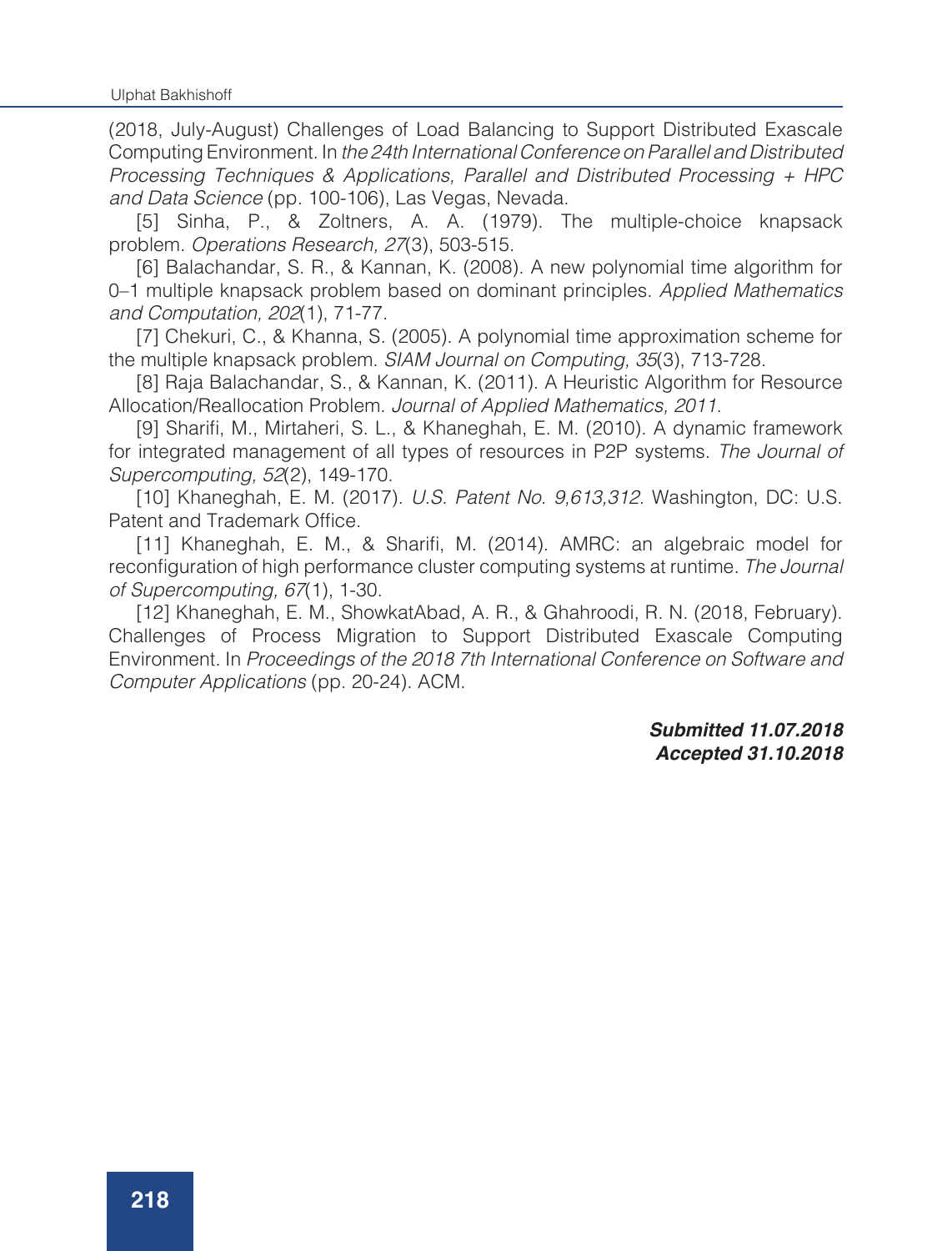(2018, July-August) Challenges of Load Balancing to Support Distributed Exascale Computing Environment. In *the 24th International Conference on Parallel and Distributed Processing Techniques & Applications, Parallel and Distributed Processing + HPC and Data Science* (pp. 100-106), Las Vegas, Nevada.

[5] Sinha, P., & Zoltners, A. A. (1979). The multiple-choice knapsack problem. *Operations Research, 27*(3), 503-515.

[6] Balachandar, S. R., & Kannan, K. (2008). A new polynomial time algorithm for 0–1 multiple knapsack problem based on dominant principles. *Applied Mathematics and Computation, 202*(1), 71-77.

[7] Chekuri, C., & Khanna, S. (2005). A polynomial time approximation scheme for the multiple knapsack problem. *SIAM Journal on Computing, 35*(3), 713-728.

[8] Raja Balachandar, S., & Kannan, K. (2011). A Heuristic Algorithm for Resource Allocation/Reallocation Problem. *Journal of Applied Mathematics, 2011.*

[9] Sharifi, M., Mirtaheri, S. L., & Khaneghah, E. M. (2010). A dynamic framework for integrated management of all types of resources in P2P systems. *The Journal of Supercomputing, 52*(2), 149-170.

[10] Khaneghah, E. M. (2017). *U.S. Patent No. 9,613,312*. Washington, DC: U.S. Patent and Trademark Office.

[11] Khaneghah, E. M., & Sharifi, M. (2014). AMRC: an algebraic model for reconfiguration of high performance cluster computing systems at runtime. *The Journal of Supercomputing, 67*(1), 1-30.

[12] Khaneghah, E. M., ShowkatAbad, A. R., & Ghahroodi, R. N. (2018, February). Challenges of Process Migration to Support Distributed Exascale Computing Environment. In *Proceedings of the 2018 7th International Conference on Software and Computer Applications* (pp. 20-24). ACM.

***Submitted 11.07.2018***
***Accepted 31.10.2018***